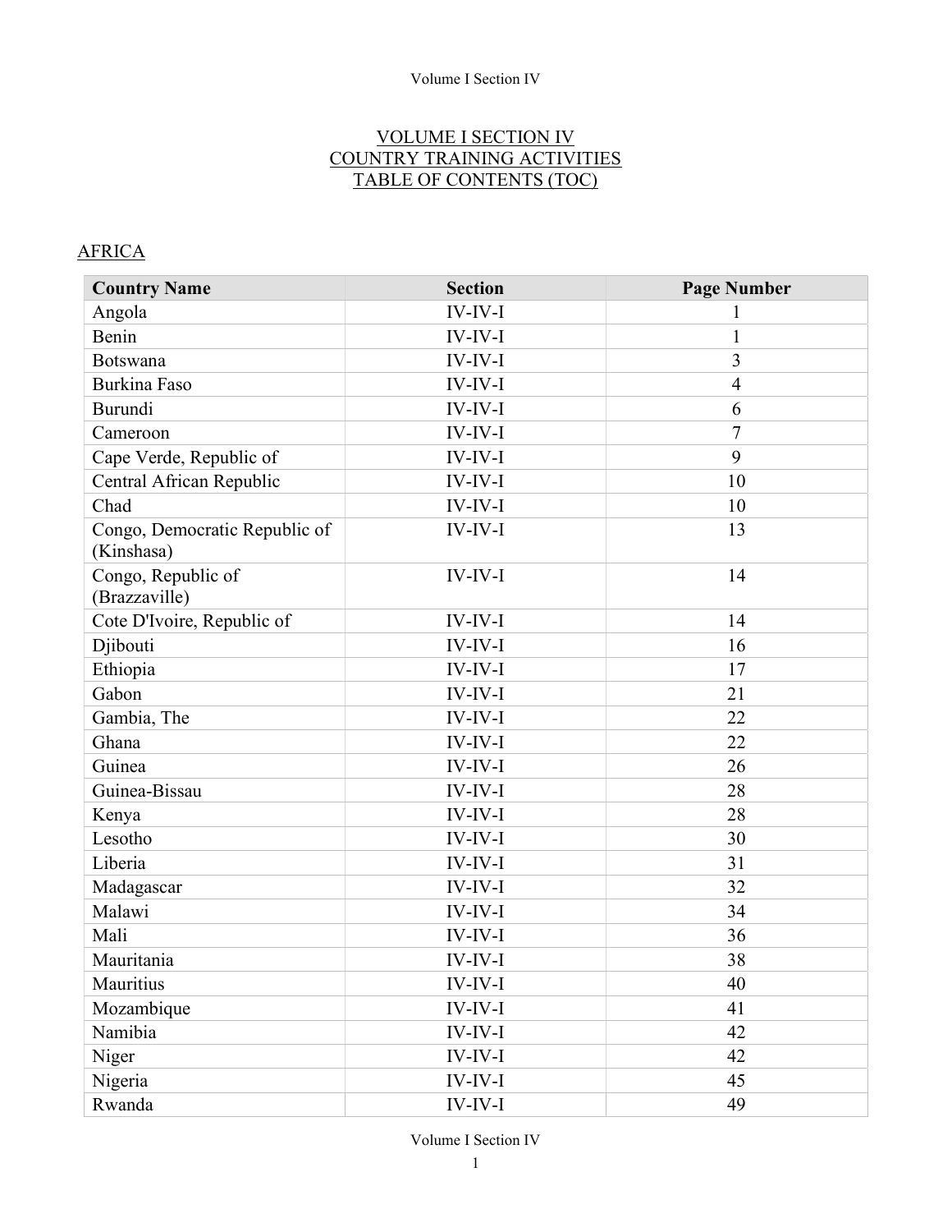# VOLUME I SECTION IV
# COUNTRY TRAINING ACTIVITIES
# TABLE OF CONTENTS (TOC)

## AFRICA

| Country Name | Section | Page Number |
|---|---|---|
| Angola | IV-IV-I | 1 |
| Benin | IV-IV-I | 1 |
| Botswana | IV-IV-I | 3 |
| Burkina Faso | IV-IV-I | 4 |
| Burundi | IV-IV-I | 6 |
| Cameroon | IV-IV-I | 7 |
| Cape Verde, Republic of | IV-IV-I | 9 |
| Central African Republic | IV-IV-I | 10 |
| Chad | IV-IV-I | 10 |
| Congo, Democratic Republic of (Kinshasa) | IV-IV-I | 13 |
| Congo, Republic of (Brazzaville) | IV-IV-I | 14 |
| Cote D'Ivoire, Republic of | IV-IV-I | 14 |
| Djibouti | IV-IV-I | 16 |
| Ethiopia | IV-IV-I | 17 |
| Gabon | IV-IV-I | 21 |
| Gambia, The | IV-IV-I | 22 |
| Ghana | IV-IV-I | 22 |
| Guinea | IV-IV-I | 26 |
| Guinea-Bissau | IV-IV-I | 28 |
| Kenya | IV-IV-I | 28 |
| Lesotho | IV-IV-I | 30 |
| Liberia | IV-IV-I | 31 |
| Madagascar | IV-IV-I | 32 |
| Malawi | IV-IV-I | 34 |
| Mali | IV-IV-I | 36 |
| Mauritania | IV-IV-I | 38 |
| Mauritius | IV-IV-I | 40 |
| Mozambique | IV-IV-I | 41 |
| Namibia | IV-IV-I | 42 |
| Niger | IV-IV-I | 42 |
| Nigeria | IV-IV-I | 45 |
| Rwanda | IV-IV-I | 49 |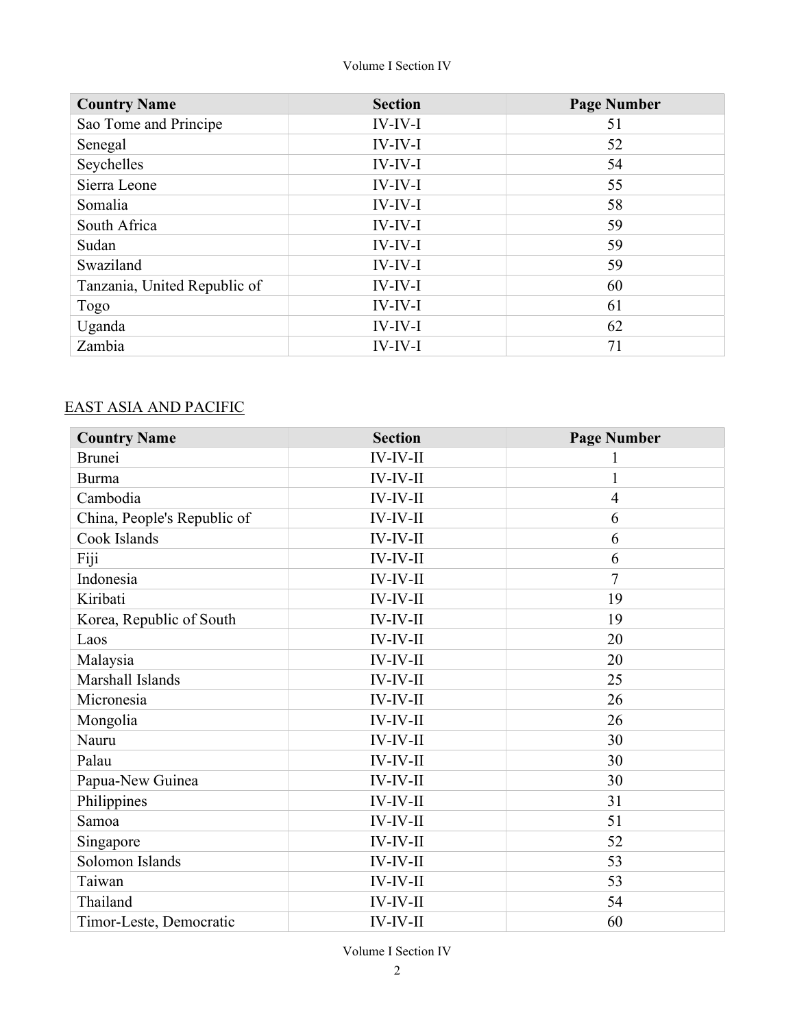| Country Name | Section | Page Number |
|---|---|---|
| Sao Tome and Principe | IV-IV-I | 51 |
| Senegal | IV-IV-I | 52 |
| Seychelles | IV-IV-I | 54 |
| Sierra Leone | IV-IV-I | 55 |
| Somalia | IV-IV-I | 58 |
| South Africa | IV-IV-I | 59 |
| Sudan | IV-IV-I | 59 |
| Swaziland | IV-IV-I | 59 |
| Tanzania, United Republic of | IV-IV-I | 60 |
| Togo | IV-IV-I | 61 |
| Uganda | IV-IV-I | 62 |
| Zambia | IV-IV-I | 71 |

## EAST ASIA AND PACIFIC

| Country Name | Section | Page Number |
|---|---|---|
| Brunei | IV-IV-II | 1 |
| Burma | IV-IV-II | 1 |
| Cambodia | IV-IV-II | 4 |
| China, People's Republic of | IV-IV-II | 6 |
| Cook Islands | IV-IV-II | 6 |
| Fiji | IV-IV-II | 6 |
| Indonesia | IV-IV-II | 7 |
| Kiribati | IV-IV-II | 19 |
| Korea, Republic of South | IV-IV-II | 19 |
| Laos | IV-IV-II | 20 |
| Malaysia | IV-IV-II | 20 |
| Marshall Islands | IV-IV-II | 25 |
| Micronesia | IV-IV-II | 26 |
| Mongolia | IV-IV-II | 26 |
| Nauru | IV-IV-II | 30 |
| Palau | IV-IV-II | 30 |
| Papua-New Guinea | IV-IV-II | 30 |
| Philippines | IV-IV-II | 31 |
| Samoa | IV-IV-II | 51 |
| Singapore | IV-IV-II | 52 |
| Solomon Islands | IV-IV-II | 53 |
| Taiwan | IV-IV-II | 53 |
| Thailand | IV-IV-II | 54 |
| Timor-Leste, Democratic | IV-IV-II | 60 |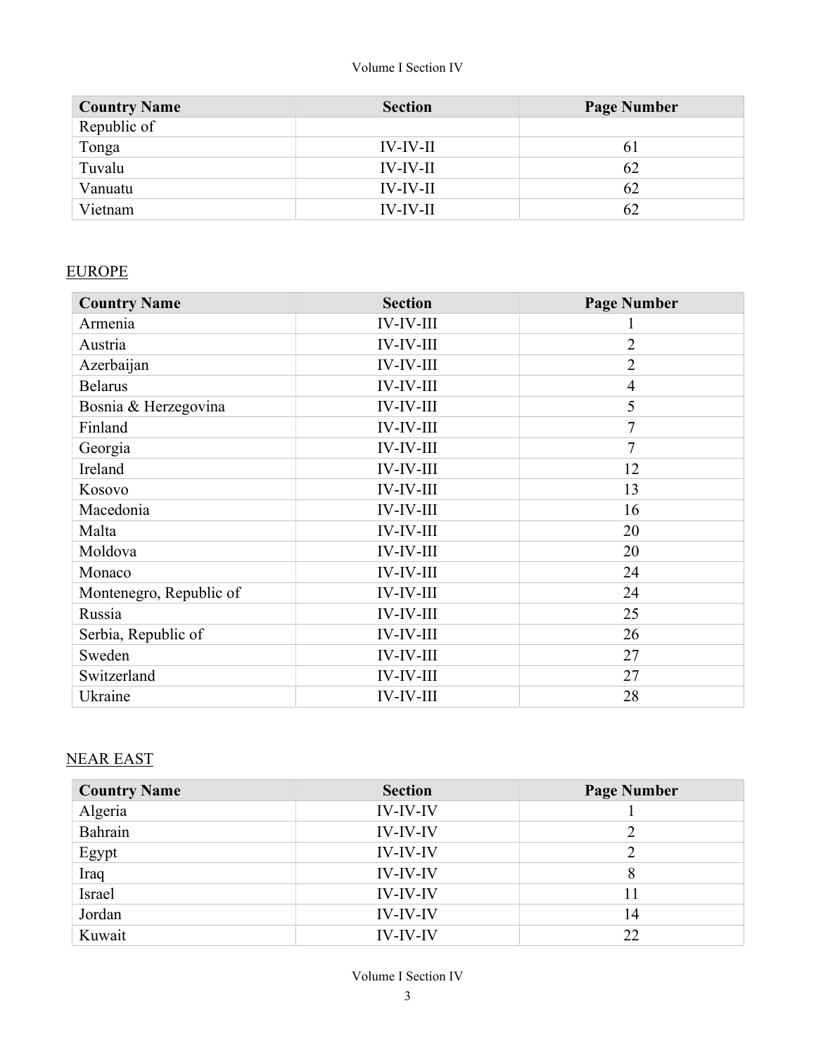| Country Name | Section | Page Number |
|---|---|---|
| Republic of | | |
| Tonga | IV-IV-II | 61 |
| Tuvalu | IV-IV-II | 62 |
| Vanuatu | IV-IV-II | 62 |
| Vietnam | IV-IV-II | 62 |

EUROPE

| Country Name | Section | Page Number |
|---|---|---|
| Armenia | IV-IV-III | 1 |
| Austria | IV-IV-III | 2 |
| Azerbaijan | IV-IV-III | 2 |
| Belarus | IV-IV-III | 4 |
| Bosnia & Herzegovina | IV-IV-III | 5 |
| Finland | IV-IV-III | 7 |
| Georgia | IV-IV-III | 7 |
| Ireland | IV-IV-III | 12 |
| Kosovo | IV-IV-III | 13 |
| Macedonia | IV-IV-III | 16 |
| Malta | IV-IV-III | 20 |
| Moldova | IV-IV-III | 20 |
| Monaco | IV-IV-III | 24 |
| Montenegro, Republic of | IV-IV-III | 24 |
| Russia | IV-IV-III | 25 |
| Serbia, Republic of | IV-IV-III | 26 |
| Sweden | IV-IV-III | 27 |
| Switzerland | IV-IV-III | 27 |
| Ukraine | IV-IV-III | 28 |

NEAR EAST

| Country Name | Section | Page Number |
|---|---|---|
| Algeria | IV-IV-IV | 1 |
| Bahrain | IV-IV-IV | 2 |
| Egypt | IV-IV-IV | 2 |
| Iraq | IV-IV-IV | 8 |
| Israel | IV-IV-IV | 11 |
| Jordan | IV-IV-IV | 14 |
| Kuwait | IV-IV-IV | 22 |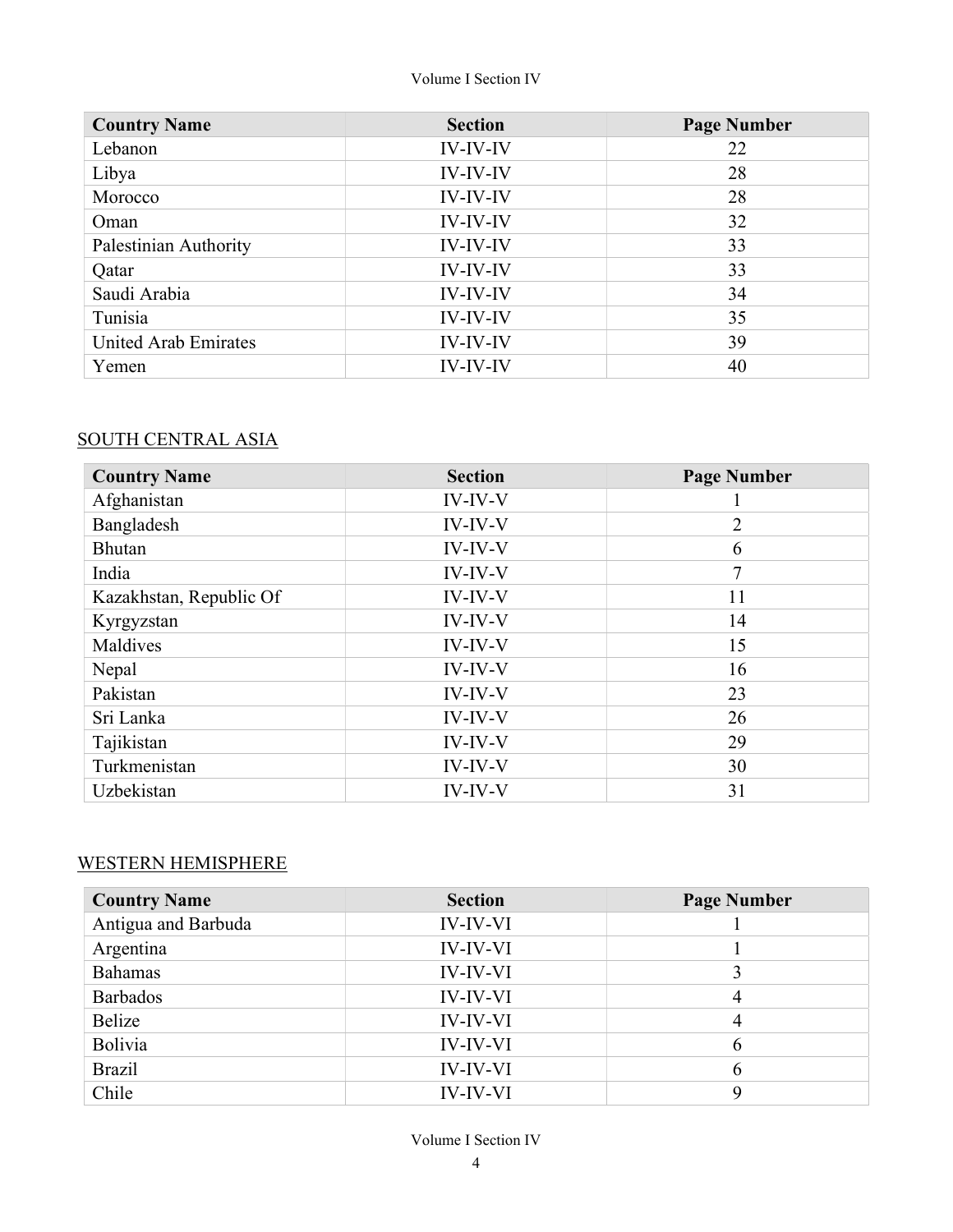| Country Name | Section | Page Number |
| --- | --- | --- |
| Lebanon | IV-IV-IV | 22 |
| Libya | IV-IV-IV | 28 |
| Morocco | IV-IV-IV | 28 |
| Oman | IV-IV-IV | 32 |
| Palestinian Authority | IV-IV-IV | 33 |
| Qatar | IV-IV-IV | 33 |
| Saudi Arabia | IV-IV-IV | 34 |
| Tunisia | IV-IV-IV | 35 |
| United Arab Emirates | IV-IV-IV | 39 |
| Yemen | IV-IV-IV | 40 |

## SOUTH CENTRAL ASIA

| Country Name | Section | Page Number |
| --- | --- | --- |
| Afghanistan | IV-IV-V | 1 |
| Bangladesh | IV-IV-V | 2 |
| Bhutan | IV-IV-V | 6 |
| India | IV-IV-V | 7 |
| Kazakhstan, Republic Of | IV-IV-V | 11 |
| Kyrgyzstan | IV-IV-V | 14 |
| Maldives | IV-IV-V | 15 |
| Nepal | IV-IV-V | 16 |
| Pakistan | IV-IV-V | 23 |
| Sri Lanka | IV-IV-V | 26 |
| Tajikistan | IV-IV-V | 29 |
| Turkmenistan | IV-IV-V | 30 |
| Uzbekistan | IV-IV-V | 31 |

## WESTERN HEMISPHERE

| Country Name | Section | Page Number |
| --- | --- | --- |
| Antigua and Barbuda | IV-IV-VI | 1 |
| Argentina | IV-IV-VI | 1 |
| Bahamas | IV-IV-VI | 3 |
| Barbados | IV-IV-VI | 4 |
| Belize | IV-IV-VI | 4 |
| Bolivia | IV-IV-VI | 6 |
| Brazil | IV-IV-VI | 6 |
| Chile | IV-IV-VI | 9 |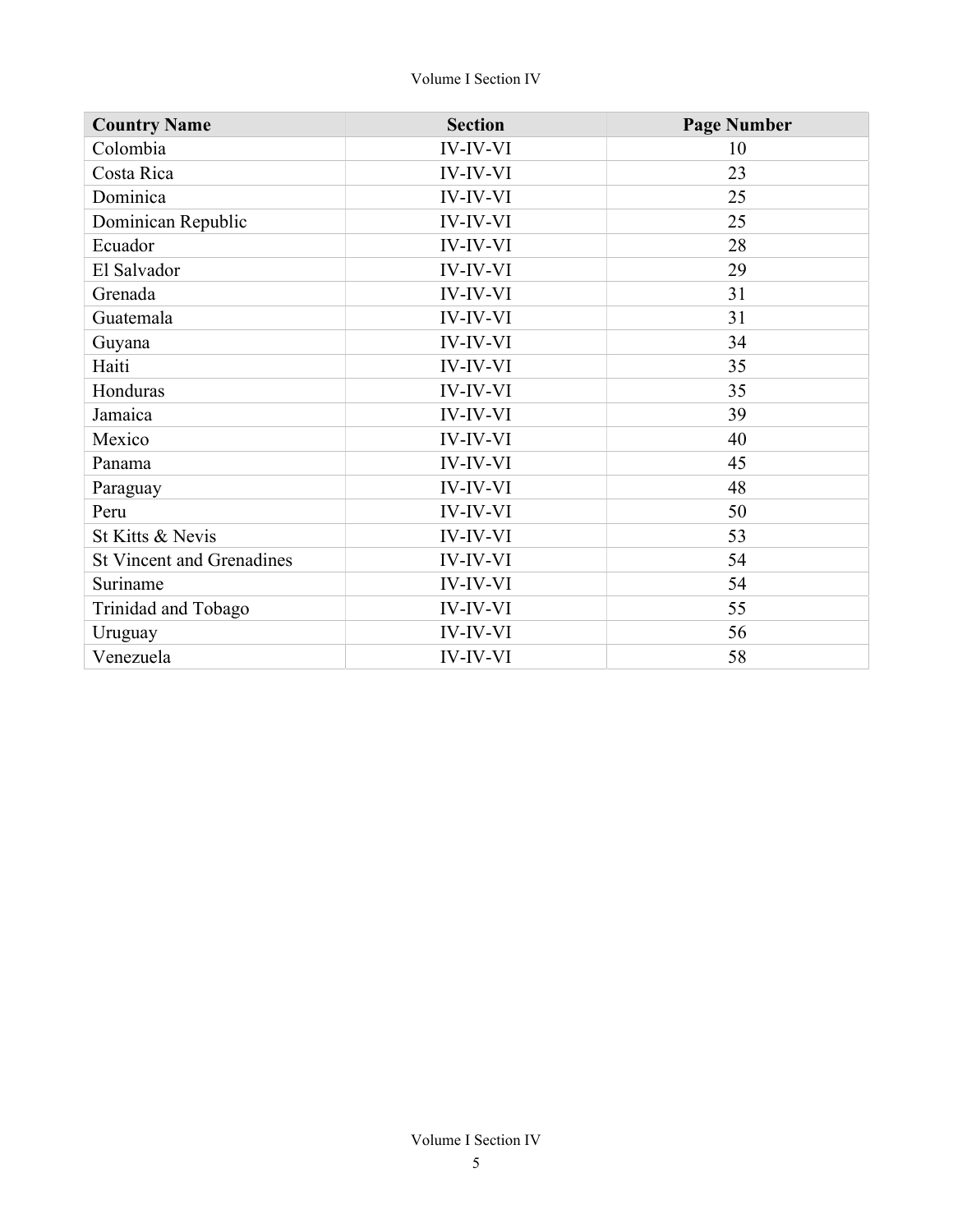| Country Name | Section | Page Number |
|---|---|---|
| Colombia | IV-IV-VI | 10 |
| Costa Rica | IV-IV-VI | 23 |
| Dominica | IV-IV-VI | 25 |
| Dominican Republic | IV-IV-VI | 25 |
| Ecuador | IV-IV-VI | 28 |
| El Salvador | IV-IV-VI | 29 |
| Grenada | IV-IV-VI | 31 |
| Guatemala | IV-IV-VI | 31 |
| Guyana | IV-IV-VI | 34 |
| Haiti | IV-IV-VI | 35 |
| Honduras | IV-IV-VI | 35 |
| Jamaica | IV-IV-VI | 39 |
| Mexico | IV-IV-VI | 40 |
| Panama | IV-IV-VI | 45 |
| Paraguay | IV-IV-VI | 48 |
| Peru | IV-IV-VI | 50 |
| St Kitts & Nevis | IV-IV-VI | 53 |
| St Vincent and Grenadines | IV-IV-VI | 54 |
| Suriname | IV-IV-VI | 54 |
| Trinidad and Tobago | IV-IV-VI | 55 |
| Uruguay | IV-IV-VI | 56 |
| Venezuela | IV-IV-VI | 58 |